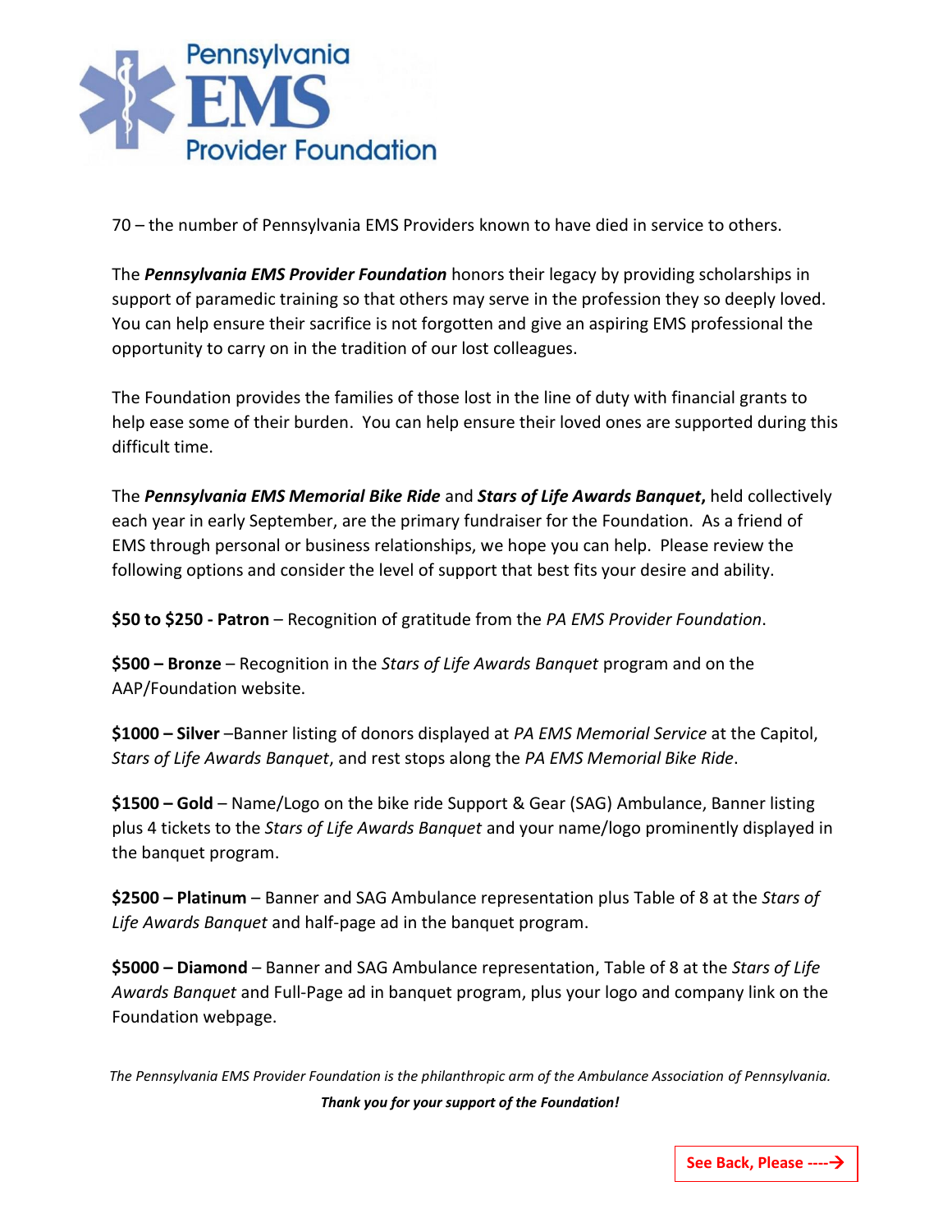# Pennsylvania EMS Provider Foundation

70 – the number of Pennsylvania EMS Providers known to have died in service to others.

The ***Pennsylvania EMS Provider Foundation*** honors their legacy by providing scholarships in support of paramedic training so that others may serve in the profession they so deeply loved. You can help ensure their sacrifice is not forgotten and give an aspiring EMS professional the opportunity to carry on in the tradition of our lost colleagues.

The Foundation provides the families of those lost in the line of duty with financial grants to help ease some of their burden. You can help ensure their loved ones are supported during this difficult time.

The ***Pennsylvania EMS Memorial Bike Ride*** and ***Stars of Life Awards Banquet*,** held collectively each year in early September, are the primary fundraiser for the Foundation. As a friend of EMS through personal or business relationships, we hope you can help. Please review the following options and consider the level of support that best fits your desire and ability.

**$50 to $250 - Patron** – Recognition of gratitude from the *PA EMS Provider Foundation*.

**$500 – Bronze** – Recognition in the *Stars of Life Awards Banquet* program and on the AAP/Foundation website.

**$1000 – Silver** –Banner listing of donors displayed at *PA EMS Memorial Service* at the Capitol, *Stars of Life Awards Banquet*, and rest stops along the *PA EMS Memorial Bike Ride*.

**$1500 – Gold** – Name/Logo on the bike ride Support & Gear (SAG) Ambulance, Banner listing plus 4 tickets to the *Stars of Life Awards Banquet* and your name/logo prominently displayed in the banquet program.

**$2500 – Platinum** – Banner and SAG Ambulance representation plus Table of 8 at the *Stars of Life Awards Banquet* and half-page ad in the banquet program.

**$5000 – Diamond** – Banner and SAG Ambulance representation, Table of 8 at the *Stars of Life Awards Banquet* and Full-Page ad in banquet program, plus your logo and company link on the Foundation webpage.

*The Pennsylvania EMS Provider Foundation is the philanthropic arm of the Ambulance Association of Pennsylvania.*

***Thank you for your support of the Foundation!***

**See Back, Please ---->**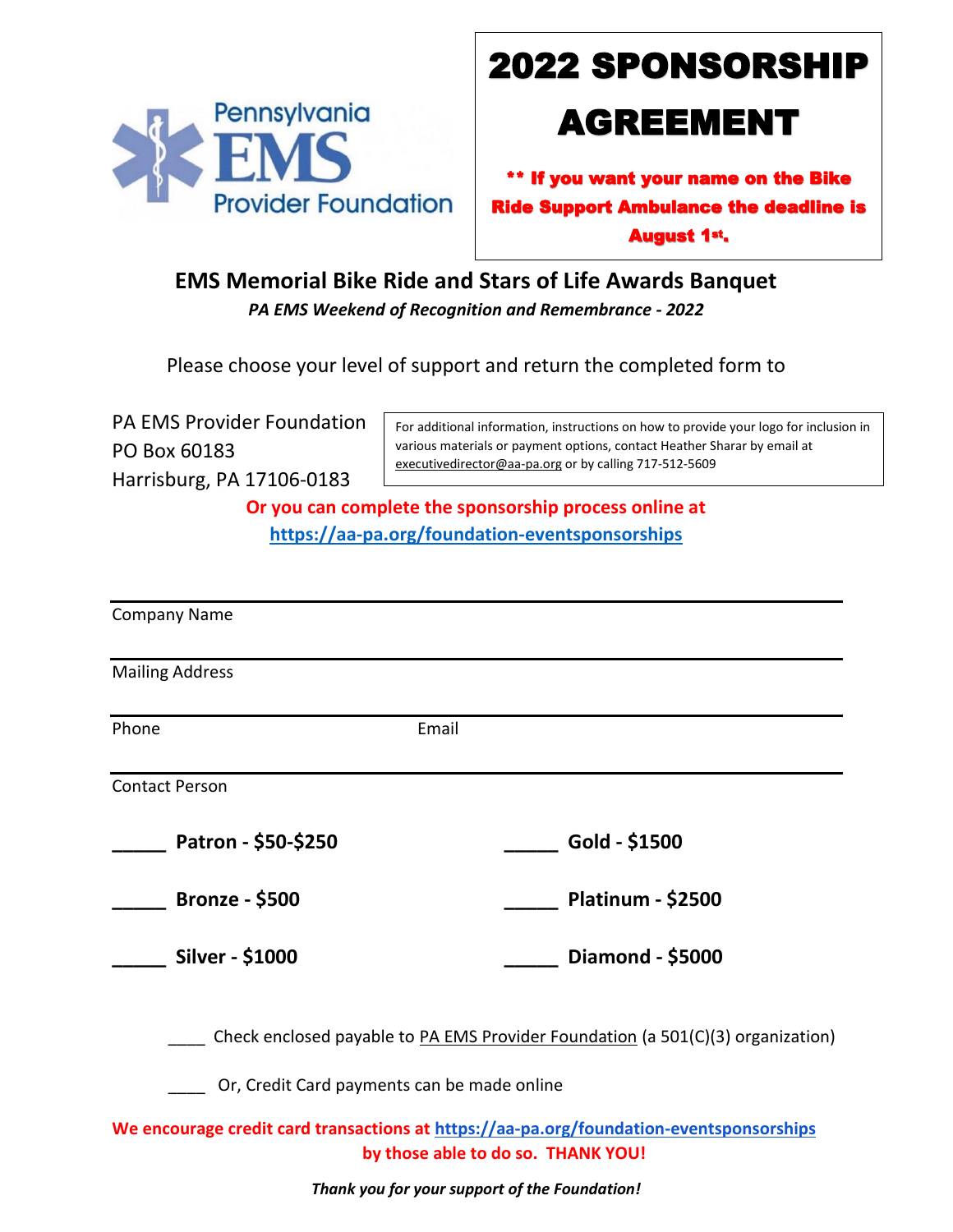Pennsylvania EMS Provider Foundation

# 2022 SPONSORSHIP AGREEMENT

**** If you want your name on the Bike Ride Support Ambulance the deadline is August 1st.**

## EMS Memorial Bike Ride and Stars of Life Awards Banquet

*PA EMS Weekend of Recognition and Remembrance - 2022*

Please choose your level of support and return the completed form to

PA EMS Provider Foundation
PO Box 60183
Harrisburg, PA 17106-0183

For additional information, instructions on how to provide your logo for inclusion in various materials or payment options, contact Heather Sharar by email at executivedirector@aa-pa.org or by calling 717-512-5609

**Or you can complete the sponsorship process online at**
**https://aa-pa.org/foundation-eventsponsorships**

Company Name

Mailing Address

Phone Email

Contact Person

_____ **Patron - $50-$250**

_____ **Bronze - $500**

_____ **Silver - $1000**

_____ **Gold - $1500**

_____ **Platinum - $2500**

_____ **Diamond - $5000**

____ Check enclosed payable to PA EMS Provider Foundation (a 501(C)(3) organization)

____ Or, Credit Card payments can be made online

**We encourage credit card transactions at https://aa-pa.org/foundation-eventsponsorships by those able to do so. THANK YOU!**

***Thank you for your support of the Foundation!***